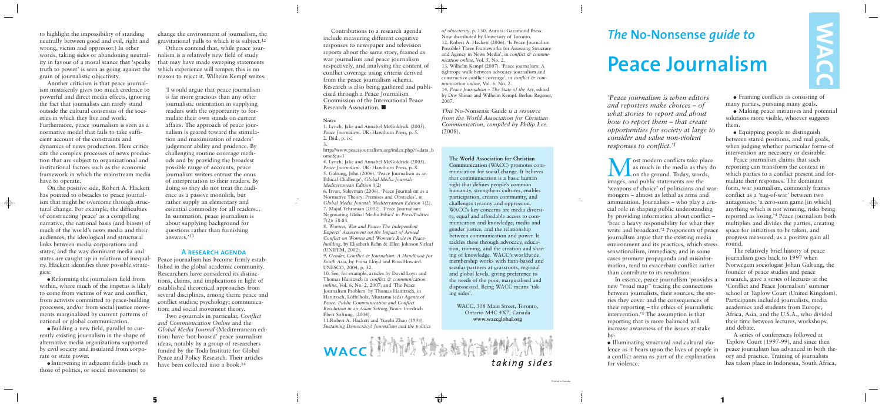# *The* No-Nonsense *guide to* Peace Journalism

*'Peace journalism is when editors and reporters make choices – of what stories to report and about how to report them – that create opportunities for society at large to consider and value non-violent responses to conflict.'*[1]

Most modern conflicts take place as much in the media as they do on the ground. Today, words, images, and public statements are the 'weapons of choice' of politicians and warmongers – almost as lethal as arms and ammunition. Journalists – who play a crucial role in shaping public understanding by providing information about conflict – 'bear a heavy responsibility for what they write and broadcast.'[2] Proponents of peace journalism argue that the existing media environment and its practices, which stress sensationalism, immediacy, and in some cases promote propaganda and misinformation, tend to exacerbate conflict rather than contribute to its resolution.

In essence, peace journalism 'provides a new "road map" tracing the connections between journalists, their sources, the stories they cover and the consequences of their reporting – the ethics of journalistic intervention.'[3] The assumption is that reporting that is more balanced will increase awareness of the issues at stake by:

- Illuminating structural and cultural violence as it bears upon the lives of people in a conflict arena as part of the explanation for violence.
- Framing conflicts as consisting of many parties, pursuing many goals.
- Making peace initiatives and potential solutions more visible, whoever suggests them.
- Equipping people to distinguish between stated positions, and real goals, when judging whether particular forms of intervention are necessary or desirable.

Peace journalism claims that such reporting can transform the context in which parties to a conflict present and formulate their responses. The dominant form, war journalism, commonly frames conflict as a 'tug-of-war' between two antagonists: 'a zero-sum game [in which] anything which is not winning, risks being reported as losing.'[4] Peace journalism both multiplies and divides the parties, creating space for initiatives to be taken, and progress measured, as a positive gain all round.

The relatively brief history of peace journalism goes back to 1997 when Norwegian sociologist Johan Galtung, the founder of peace studies and peace research, gave a series of lectures at the 'Conflict and Peace Journalism' summer school at Taplow Court (United Kingdom). Participants included journalists, media academics and students from Europe, Africa, Asia, and the U.S.A., who divided their time between lectures, workshops, and debate.

A series of conferences followed at Taplow Court (1997-99), and since then peace journalism has advanced in both theory and practice. Training of journalists has taken place in Indonesia, South Africa,

to highlight the impossibility of standing neutrally between good and evil, right and wrong, victim and oppressor.) In other words, taking sides or abandoning neutrality in favour of a moral stance that 'speaks truth to power' is seen as going against the grain of journalistic objectivity.

Another criticism is that peace journalism mistakenly gives too much credence to powerful and direct media effects, ignoring the fact that journalists can rarely stand outside the cultural consensus of the societies in which they live and work. Furthermore, peace journalism is seen as a normative model that fails to take sufficient account of the constraints and dynamics of news production. Here critics cite the complex processes of news production that are subject to organizational and institutional factors such as the economic framework in which the mainstream media have to operate.

On the positive side, Robert A. Hackett has pointed to obstacles to peace journalism that might be overcome through structural change. For example, the difficulties of constructing 'peace' as a compelling narrative, the national basis (and biases) of much of the world's news media and their audiences, the ideological and structural links between media corporations and states, and the way dominant media and states are caught up in relations of inequality. Hackett identifies three possible strategies:

- Reforming the journalism field from within, where much of the impetus is likely to come from victims of war and conflict, from activists committed to peace-building processes, and/or from social justice movements marginalized by current patterns of national or global communication.
- Building a new field, parallel to currently existing journalism in the shape of alternative media organizations supported by civil society and insulated from corporate or state power.
- Intervening in adjacent fields (such as those of politics, or social movements) to change the environment of journalism, the gravitational pulls to which it is subject.[12]

Others contend that, while peace journalism is a relatively new field of study that may have made sweeping statements which experience will temper, this is no reason to reject it. Wilhelm Kempf writes:

'I would argue that peace journalism is far more gracious than any other journalistic orientation in supplying readers with the opportunity to formulate their own stands on current affairs. The approach of peace journalism is geared toward the stimulation and maximization of readers' judgement ability and prudence. By challenging routine coverage methods and by providing the broadest possible range of accounts, peace journalism writers entrust the onus of interpretation to their readers. By doing so they do not treat the audience as a passive monolith, but rather supply an elementary and essential commodity for all readers... In summation, peace journalism is about supplying background for questions rather than furnishing answers.'[13]

## A research agenda

Peace journalism has become firmly established in the global academic community. Researchers have considered its distinctions, claims, and implications in light of established theoretical approaches from several disciplines, among them: peace and conflict studies; psychology; communication; and social movement theory.

Two e-journals in particular, *Conflict and Communication Online* and the *Global Media Journal* (Mediterranean edition) have hosted 'hot-housed' peace journalism ideas, notably by a group of researchers funded by the Toda Institute for Global Peace and Policy Research. Their articles have been collected into a book.[14]

Contributions to a research agenda include measuring different cognitive responses to newspaper and television reports about the same story, framed as war journalism and peace journalism respectively, and analysing the content of conflict coverage using criteria derived from the peace journalism schema. Research is also being gathered and publicised through a Peace Journalism Commission of the International Peace Research Association. ■

**Notes**

1. Lynch, Jake and Annabel McGoldrick (2005). *Peace Journalism*. UK: Hawthorn Press, p. 5.
2. Ibid., p. ix.
3. http://www.peacejournalism.org/index.php?f=data_home&a=1
4. Lynch, Jake and Annabel McGoldrick (2005). *Peace Journalism*. UK: Hawthorn Press, p. 8.
5. Galtung, John (2006). 'Peace Journalism as an Ethical Challenge', *Global Media Journal: Mediterranean Edition* 1(2)
6. Irvan, Suleyman (2006). 'Peace Journalism as a Normative Theory: Premises and Obstacles', in *Global Media Journal: Mediterranean Edition* 1(2).
7. Majid Tehranian (2002). 'Peace Journalism: Negotiating Global Media Ethics' in *Press/Politics* 7(2): 58-83.
8. *Women, War and Peace: The Independent Experts' Assessment on the Impact of Armed Conflict on Women and Women's Role in Peacebuilding*, by Elisabeth Rehn & Ellen Johnson Sirleaf (UNIFEM, 2002).
9. *Gender, Conflict & Journalism: A Handbook for South Asia*, by Fiona Lloyd and Ross Howard. UNESCO, 2004, p. 32.
10. See, for example, articles by David Loyn and Thomas Hanitzsch in *conflict & communication online*, Vol. 6, No. 2, 2007; and 'The Peace Journalism Problem' by Thomas Hanitzsch, in Hanitzsch, Löffelholz, Mustamu (eds) *Agents of Peace. Public Communication and Conflict Resolution in an Asian Setting*, Bonn: Friedrich Ebert Stiftung, (2004).
11. Robert A. Hackett and Yuezhi Zhao (1998). *Sustaining Democracy? Journalism and the politics of objectivity*, p. 130. Aurora: Garamond Press. Now distributed by University of Toronto.
12. Robert A. Hackett (2006). 'Is Peace Journalism Possible? Three Frameworks for Assessing Structure and Agency in News Media', in *conflict & communication online*, Vol. 5, No. 2.
13. Wilhelm Kempf (2007). 'Peace journalism: A tightrope walk between advocacy journalism and constructive conflict coverage', in *conflict & communication online*, Vol. 6, No. 2.
14. *Peace Journalism – The State of the Art*, edited by Dov Shinar and Wilhelm Kempf. Berlin: Regener, 2007.

*This* No-Nonsense Guide *is a resource from the World Association for Christian Communication, compiled by Philip Lee.* (2008).

The **World Association for Christian Communication** (WACC) promotes communication for social change. It believes that communication is a basic human right that defines people's common humanity, strengthens cultures, enables participation, creates community, and challenges tyranny and oppression. WACC's key concerns are media diversity, equal and affordable access to communication and knowledge, media and gender justice, and the relationship between communication and power. It tackles these through advocacy, education, training, and the creation and sharing of knowledge. WACC's worldwide membership works with faith-based and secular partners at grassroots, regional and global levels, giving preference to the needs of the poor, marginalised and dispossessed. Being WACC means 'taking sides'.

WACC, 308 Main Street, Toronto, Ontario M4C 4X7, Canada
**www.waccglobal.org**

WACC *taking sides*

Printed in Canada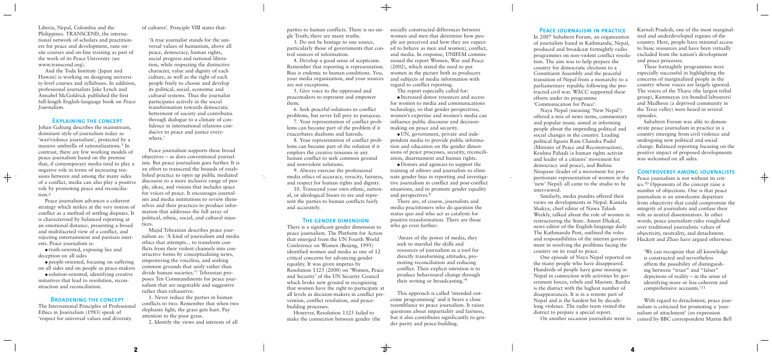Liberia, Nepal, Colombia and the Philippines. TRANSCEND, the international network of scholars and practitioners for peace and development, runs on-site courses and on-line training as part of the work of its Peace University (see www.transcend.org).

And the Toda Institute (Japan and Hawaii) is working on designing university-level courses and syllabuses. In addition, professional journalists Jake Lynch and Annabel McGoldrick published the first full-length English-language book on *Peace Journalism.*

## Explaining the concept

Johan Galtung describes the mainstream, dominant style of journalism today as 'war/violence journalism', protected by a massive umbrella of rationalizations.[5] In contrast, there are few working models of peace journalism based on the premise that, if contemporary media tend to play a negative role in terms of increasing tensions between and among the many sides of a conflict, media can also play a positive role by promoting peace and reconciliation.[6]

Peace journalism advances a coherent strategy which strikes at the very notion of conflict as a method of settling disputes. It is characterised by balanced reporting at an emotional distance, presenting a broad and multifaceted view of a conflict, and rejecting entertainment and partisan interests. Peace journalism is:

- truth-oriented, exposing lies and deception on all sides
- people-oriented, focusing on suffering on all sides and on people as peace-makers
- solution-oriented, identifying creative initiatives that lead to resolution, reconstruction and reconciliation.

## Broadening the concept

The International Principles of Professional Ethics in Journalism (1983) speak of 'respect for universal values and diversity of cultures'. Principle VIII states that:

> 'A true journalist stands for the universal values of humanism, above all peace, democracy, human rights, social progress and national liberation, while respecting the distinctive character, value and dignity of each culture, as well as the right of each people freely to choose and develop its political, social, economic and cultural systems. Thus the journalist participates actively in the social transformation towards democratic betterment of society and contributes through dialogue to a climate of confidence in international relations conducive to peace and justice everywhere.'

Peace journalism supports these broad objectives – as does conventional journalism. But peace journalism goes further. It is an effort to transcend the bounds of established practice to open up public mediated discourse to a more inclusive range of people, ideas, and visions that includes space for voices of peace. It encourages journalists and media institutions to review themselves and their practices to produce information that addresses the full array of political, ethnic, social, and cultural injustices.

Majid Tehranian describes peace journalism as: 'A kind of journalism and media ethics that attempts... to transform conflicts from their violent channels into constructive forms by conceptualizing news, empowering the voiceless, and seeking common grounds that unify rather than divide human societies.'[7] Tehranian proposes Ten Commandments for peace journalism that are negotiable and suggestive rather than exhaustive:

1. Never reduce the parties in human conflicts to two. Remember that when two elephants fight, the grass gets hurt. Pay attention to the poor grass.
2. Identify the views and interests of all parties to human conflicts. There is no single Truth; there are many truths.
3. Do not be hostage to one source, particularly those of governments that control sources of information.
4. Develop a good sense of scepticism. Remember that reporting is representation. Bias is endemic to human conditions. You, your media organization, and your sources are not exceptions.
5. Give voice to the oppressed and peacemakers to represent and empower them.
6. Seek peaceful solutions to conflict problems, but never fall prey to panaceas.
7. Your representation of conflict problems can become part of the problem if it exacerbates dualisms and hatreds.
8. Your representation of conflict problems can become part of the solution if it employs the creative tensions in any human conflict to seek common ground and nonviolent solutions.
9. Always exercise the professional media ethics of accuracy, veracity, fairness, and respect for human rights and dignity.
10. Transcend your own ethnic, national, or ideological biases to see and represent the parties to human conflicts fairly and accurately.

## The gender dimension

There is a significant gender dimension to peace journalism. The Platform for Action that emerged from the UN Fourth World Conference on Women (Beijing, 1995) identified women and media as one of 12 critical concerns for advancing gender equality. It was given impetus by Resolution 1325 (2000) on 'Women, Peace and Security' of the UN Security Council which broke new ground in recognizing that women have the right to participate at all levels as decision-makers in conflict prevention, conflict resolution, and peace-building processes.

However, Resolution 1325 failed to make the connection between gender (the socially constructed differences between women and men that determine how people are perceived and how they are expected to behave as men and women), conflict, and media. In response, UNIFEM commissioned the report Women, War and Peace (2002), which stated the need to put women in the picture both as producers and subjects of media information with regard to conflict reporting.

The report especially called for:

- Increased donor resources and access for women to media and communications technology, so that gender perspectives, women's expertise and women's media can influence public discourse and decision-making on peace and security.
- UN, government, private and independent media to provide public information and education on the gender dimensions of peace processes, security, reconciliation, disarmament and human rights.
- Donors and agencies to support the training of editors and journalists to eliminate gender bias in reporting and investigative journalism in conflict and post-conflict situations, and to promote gender equality and perspectives.[8]

There are, of course, journalists and media practitioners who do question the status quo and who act as catalysts for positive transformation. There are those who go even further:

> 'Aware of the power of media, they seek to marshal the skills and resources of journalism as a tool for directly transforming attitudes, promoting reconciliation and reducing conflict. Their explicit intention is to produce behavioural change through their writing or broadcasting.'[9]

This approach is called 'intended outcome programming' and it bears a close resemblance to peace journalism. It raises questions about impartiality and fairness, but it also contributes significantly to gender parity and peace-building.

## Peace journalism in practice

In 2007 Subaltern Forum, an organization of journalists based in Kathmandu, Nepal, produced and broadcast fortnightly radio programmes on non-violent conflict resolution. The aim was to help prepare the country for democratic elections to a Constituent Assembly and the peaceful transition of Nepal from a monarchy to a parliamentary republic following the protracted civil war. WACC supported these efforts under its programme 'Communication for Peace'.

Naya Nepal (meaning 'New Nepal') offered a mix of news items, commentary and popular music aimed at informing people about the impending political and social changes in the country. Leading political figures Ram Chandra Pudel (Minister of Peace and Reconstruction), Krishna Pahadi (a human rights activist and leader of a citizens' movement for democracy and peace), and Bishnu Neupane (leader of a movement for proportionate representation of women in the 'new' Nepal) all came to the studio to be interviewed.

Similarly, media pundits offered their views on developments in Nepal. Kamala Shakya, chief editor of Nawa Talash Weekly, talked about the role of women in restructuring the State. Ameet Dhakal, news editor of the English-language daily The Kathmandu Post, outlined the roles and responsibilities of the interim government in resolving the problems facing the country on its road to peace.

One episode of Naya Nepal reported on the many people who have disappeared. Hundreds of people have gone missing in Nepal in connection with activities by government forces, rebels and Maoists. Bardia is the district with the highest number of disappearances. It is in a remote part of Nepal and is the hardest hit by decade-long violence. The radio team visited the district to prepare a special report.

On another occasion journalists went to Karnali Pradesh, one of the most marginalized and underdeveloped regions of the country. Here, people have minimal access to basic resources and have been virtually excluded from the nation's development and peace processes.

These fortnightly programmes were especially successful in highlighting the concerns of marginalized people in the country whose voices are largely ignored. The voices of the Tharu (the largest tribal group), Kammayas (ex-bonded labourers) and Madhesis (a deprived community in the Terai valley) were heard in several episodes.

Subaltern Forum was able to demonstrate peace journalism in practice in a country emerging from civil violence and undergoing new political and social change. Balanced reporting focusing on the positive impact of proposed developments was welcomed on all sides.

## Controversy among journalists

Peace journalism is not without its critics.[10] Opponents of the concept raise a number of objections. One is that peace journalism is an unwelcome departure from objectivity that could compromise the integrity of journalists and confuse their role as neutral disseminators. In other words, peace journalism rides roughshod over traditional journalistic values of objectivity, neutrality, and detachment. Hackett and Zhao have argued otherwise:

> 'We can recognize that all knowledge is constructed and nevertheless affirm the possibility of distinguishing between "truer" and "falser" depictions of reality – in the sense of identifying more or less coherent and comprehensive accounts.'[11]

With regard to detachment, peace journalism is criticised for promoting a 'journalism of attachment' (an expression coined by BBC correspondent Martin Bell